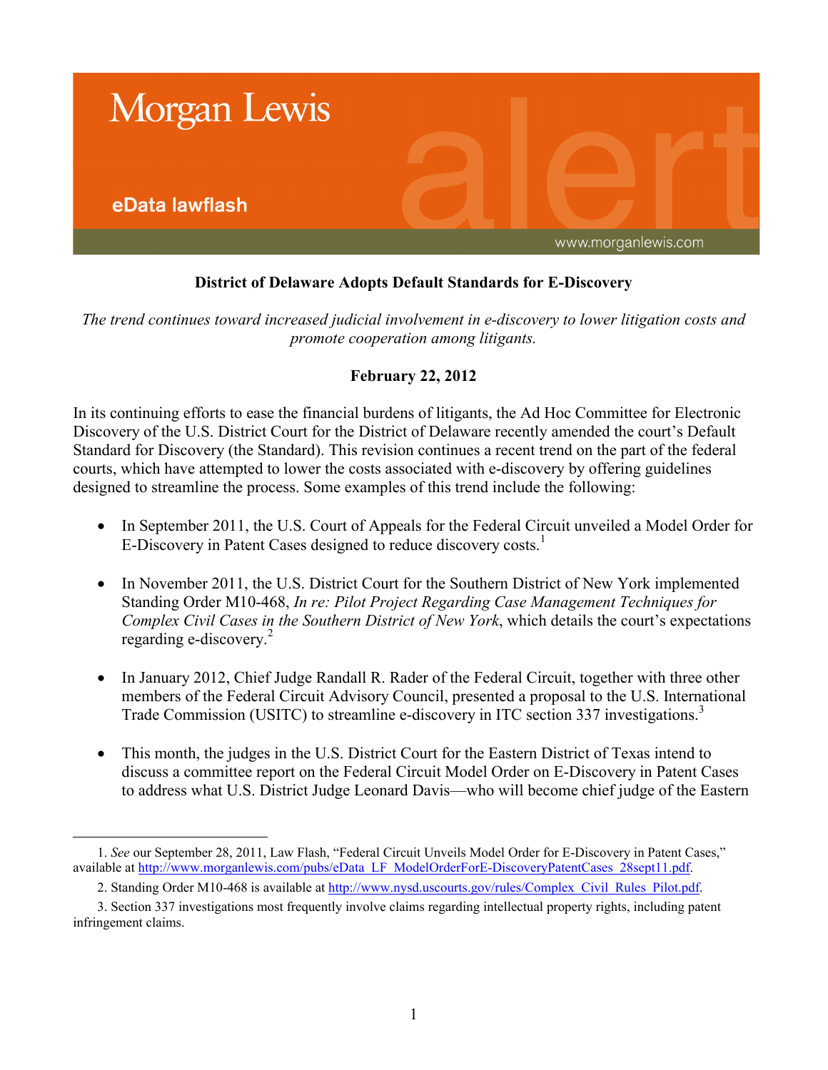Morgan Lewis

eData lawflash

www.morganlewis.com

**District of Delaware Adopts Default Standards for E-Discovery**

*The trend continues toward increased judicial involvement in e-discovery to lower litigation costs and promote cooperation among litigants.*

**February 22, 2012**

In its continuing efforts to ease the financial burdens of litigants, the Ad Hoc Committee for Electronic Discovery of the U.S. District Court for the District of Delaware recently amended the court's Default Standard for Discovery (the Standard). This revision continues a recent trend on the part of the federal courts, which have attempted to lower the costs associated with e-discovery by offering guidelines designed to streamline the process. Some examples of this trend include the following:

- In September 2011, the U.S. Court of Appeals for the Federal Circuit unveiled a Model Order for E-Discovery in Patent Cases designed to reduce discovery costs.[1]
- In November 2011, the U.S. District Court for the Southern District of New York implemented Standing Order M10-468, *In re: Pilot Project Regarding Case Management Techniques for Complex Civil Cases in the Southern District of New York*, which details the court's expectations regarding e-discovery.[2]
- In January 2012, Chief Judge Randall R. Rader of the Federal Circuit, together with three other members of the Federal Circuit Advisory Council, presented a proposal to the U.S. International Trade Commission (USITC) to streamline e-discovery in ITC section 337 investigations.[3]
- This month, the judges in the U.S. District Court for the Eastern District of Texas intend to discuss a committee report on the Federal Circuit Model Order on E-Discovery in Patent Cases to address what U.S. District Judge Leonard Davis—who will become chief judge of the Eastern

---

1. *See* our September 28, 2011, Law Flash, "Federal Circuit Unveils Model Order for E-Discovery in Patent Cases," available at http://www.morganlewis.com/pubs/eData_LF_ModelOrderForE-DiscoveryPatentCases_28sept11.pdf.

2. Standing Order M10-468 is available at http://www.nysd.uscourts.gov/rules/Complex_Civil_Rules_Pilot.pdf.

3. Section 337 investigations most frequently involve claims regarding intellectual property rights, including patent infringement claims.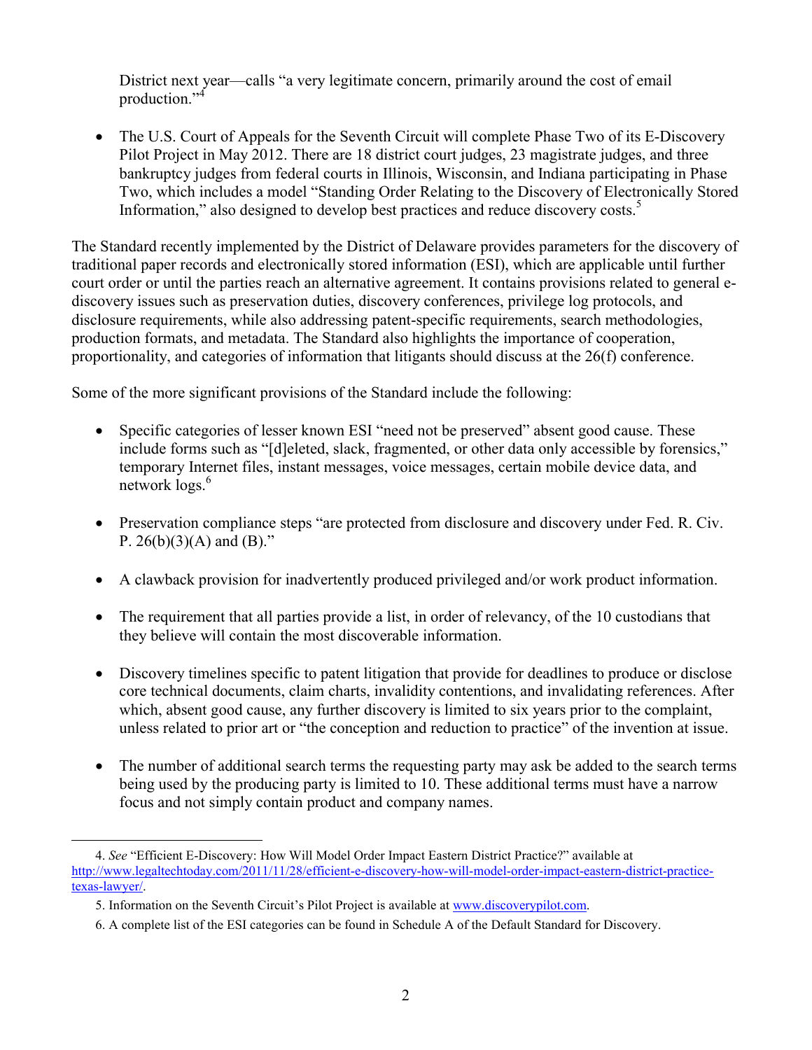District next year—calls "a very legitimate concern, primarily around the cost of email production."[4]

- The U.S. Court of Appeals for the Seventh Circuit will complete Phase Two of its E-Discovery Pilot Project in May 2012. There are 18 district court judges, 23 magistrate judges, and three bankruptcy judges from federal courts in Illinois, Wisconsin, and Indiana participating in Phase Two, which includes a model "Standing Order Relating to the Discovery of Electronically Stored Information," also designed to develop best practices and reduce discovery costs.[5]

The Standard recently implemented by the District of Delaware provides parameters for the discovery of traditional paper records and electronically stored information (ESI), which are applicable until further court order or until the parties reach an alternative agreement. It contains provisions related to general e-discovery issues such as preservation duties, discovery conferences, privilege log protocols, and disclosure requirements, while also addressing patent-specific requirements, search methodologies, production formats, and metadata. The Standard also highlights the importance of cooperation, proportionality, and categories of information that litigants should discuss at the 26(f) conference.

Some of the more significant provisions of the Standard include the following:

- Specific categories of lesser known ESI "need not be preserved" absent good cause. These include forms such as "[d]eleted, slack, fragmented, or other data only accessible by forensics," temporary Internet files, instant messages, voice messages, certain mobile device data, and network logs.[6]

- Preservation compliance steps "are protected from disclosure and discovery under Fed. R. Civ. P. 26(b)(3)(A) and (B)."

- A clawback provision for inadvertently produced privileged and/or work product information.

- The requirement that all parties provide a list, in order of relevancy, of the 10 custodians that they believe will contain the most discoverable information.

- Discovery timelines specific to patent litigation that provide for deadlines to produce or disclose core technical documents, claim charts, invalidity contentions, and invalidating references. After which, absent good cause, any further discovery is limited to six years prior to the complaint, unless related to prior art or "the conception and reduction to practice" of the invention at issue.

- The number of additional search terms the requesting party may ask be added to the search terms being used by the producing party is limited to 10. These additional terms must have a narrow focus and not simply contain product and company names.

---

4. *See* "Efficient E-Discovery: How Will Model Order Impact Eastern District Practice?" available at http://www.legaltechtoday.com/2011/11/28/efficient-e-discovery-how-will-model-order-impact-eastern-district-practice-texas-lawyer/.

5. Information on the Seventh Circuit's Pilot Project is available at www.discoverypilot.com.

6. A complete list of the ESI categories can be found in Schedule A of the Default Standard for Discovery.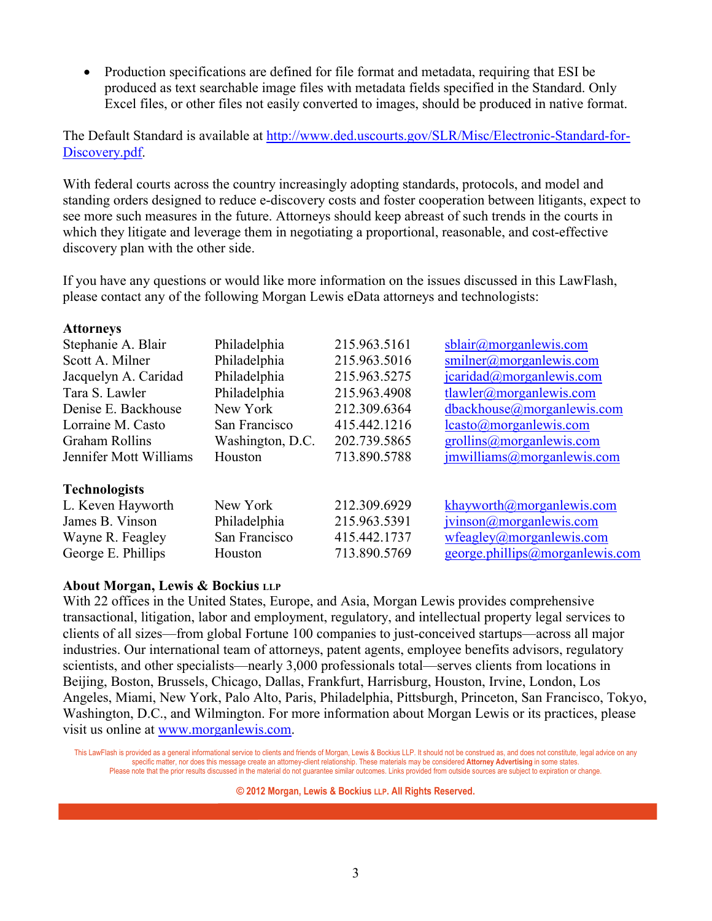- Production specifications are defined for file format and metadata, requiring that ESI be produced as text searchable image files with metadata fields specified in the Standard. Only Excel files, or other files not easily converted to images, should be produced in native format.

The Default Standard is available at [http://www.ded.uscourts.gov/SLR/Misc/Electronic-Standard-for-Discovery.pdf](http://www.ded.uscourts.gov/SLR/Misc/Electronic-Standard-for-Discovery.pdf).

With federal courts across the country increasingly adopting standards, protocols, and model and standing orders designed to reduce e-discovery costs and foster cooperation between litigants, expect to see more such measures in the future. Attorneys should keep abreast of such trends in the courts in which they litigate and leverage them in negotiating a proportional, reasonable, and cost-effective discovery plan with the other side.

If you have any questions or would like more information on the issues discussed in this LawFlash, please contact any of the following Morgan Lewis eData attorneys and technologists:

**Attorneys**

| | | | |
|---|---|---|---|
| Stephanie A. Blair | Philadelphia | 215.963.5161 | sblair@morganlewis.com |
| Scott A. Milner | Philadelphia | 215.963.5016 | smilner@morganlewis.com |
| Jacquelyn A. Caridad | Philadelphia | 215.963.5275 | jcaridad@morganlewis.com |
| Tara S. Lawler | Philadelphia | 215.963.4908 | tlawler@morganlewis.com |
| Denise E. Backhouse | New York | 212.309.6364 | dbackhouse@morganlewis.com |
| Lorraine M. Casto | San Francisco | 415.442.1216 | lcasto@morganlewis.com |
| Graham Rollins | Washington, D.C. | 202.739.5865 | grollins@morganlewis.com |
| Jennifer Mott Williams | Houston | 713.890.5788 | jmwilliams@morganlewis.com |

**Technologists**

| | | | |
|---|---|---|---|
| L. Keven Hayworth | New York | 212.309.6929 | khayworth@morganlewis.com |
| James B. Vinson | Philadelphia | 215.963.5391 | jvinson@morganlewis.com |
| Wayne R. Feagley | San Francisco | 415.442.1737 | wfeagley@morganlewis.com |
| George E. Phillips | Houston | 713.890.5769 | george.phillips@morganlewis.com |

**About Morgan, Lewis & Bockius LLP**

With 22 offices in the United States, Europe, and Asia, Morgan Lewis provides comprehensive transactional, litigation, labor and employment, regulatory, and intellectual property legal services to clients of all sizes—from global Fortune 100 companies to just-conceived startups—across all major industries. Our international team of attorneys, patent agents, employee benefits advisors, regulatory scientists, and other specialists—nearly 3,000 professionals total—serves clients from locations in Beijing, Boston, Brussels, Chicago, Dallas, Frankfurt, Harrisburg, Houston, Irvine, London, Los Angeles, Miami, New York, Palo Alto, Paris, Philadelphia, Pittsburgh, Princeton, San Francisco, Tokyo, Washington, D.C., and Wilmington. For more information about Morgan Lewis or its practices, please visit us online at [www.morganlewis.com](http://www.morganlewis.com).

This LawFlash is provided as a general informational service to clients and friends of Morgan, Lewis & Bockius LLP. It should not be construed as, and does not constitute, legal advice on any specific matter, nor does this message create an attorney-client relationship. These materials may be considered **Attorney Advertising** in some states. Please note that the prior results discussed in the material do not guarantee similar outcomes. Links provided from outside sources are subject to expiration or change.

**© 2012 Morgan, Lewis & Bockius LLP. All Rights Reserved.**